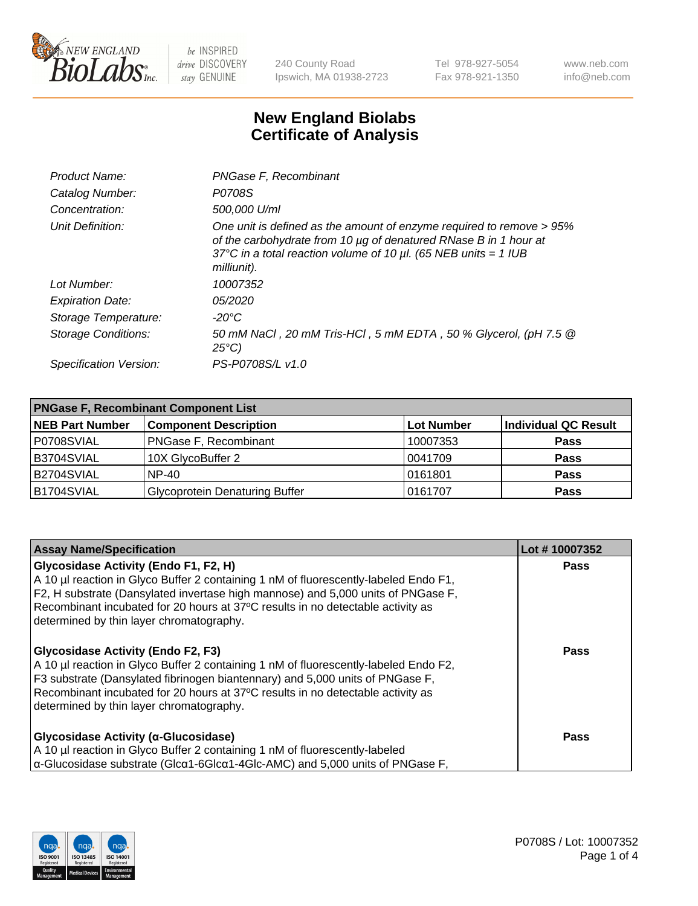# New England Biolabs Certificate of Analysis

| | |
|---|---|
| *Product Name:* | *PNGase F, Recombinant* |
| *Catalog Number:* | *P0708S* |
| *Concentration:* | *500,000 U/ml* |
| *Unit Definition:* | *One unit is defined as the amount of enzyme required to remove > 95% of the carbohydrate from 10 µg of denatured RNase B in 1 hour at 37°C in a total reaction volume of 10 µl. (65 NEB units = 1 IUB milliunit).* |
| *Lot Number:* | *10007352* |
| *Expiration Date:* | *05/2020* |
| *Storage Temperature:* | *-20°C* |
| *Storage Conditions:* | *50 mM NaCl , 20 mM Tris-HCl , 5 mM EDTA , 50 % Glycerol, (pH 7.5 @ 25°C)* |
| *Specification Version:* | *PS-P0708S/L v1.0* |

| **PNGase F, Recombinant Component List** | | | |
|---|---|---|---|
| **NEB Part Number** | **Component Description** | **Lot Number** | **Individual QC Result** |
| P0708SVIAL | PNGase F, Recombinant | 10007353 | **Pass** |
| B3704SVIAL | 10X GlycoBuffer 2 | 0041709 | **Pass** |
| B2704SVIAL | NP-40 | 0161801 | **Pass** |
| B1704SVIAL | Glycoprotein Denaturing Buffer | 0161707 | **Pass** |

| **Assay Name/Specification** | **Lot # 10007352** |
|---|---|
| **Glycosidase Activity (Endo F1, F2, H)** A 10 µl reaction in Glyco Buffer 2 containing 1 nM of fluorescently-labeled Endo F1, F2, H substrate (Dansylated invertase high mannose) and 5,000 units of PNGase F, Recombinant incubated for 20 hours at 37ºC results in no detectable activity as determined by thin layer chromatography. | **Pass** |
| **Glycosidase Activity (Endo F2, F3)** A 10 µl reaction in Glyco Buffer 2 containing 1 nM of fluorescently-labeled Endo F2, F3 substrate (Dansylated fibrinogen biantennary) and 5,000 units of PNGase F, Recombinant incubated for 20 hours at 37ºC results in no detectable activity as determined by thin layer chromatography. | **Pass** |
| **Glycosidase Activity (α-Glucosidase)** A 10 µl reaction in Glyco Buffer 2 containing 1 nM of fluorescently-labeled α-Glucosidase substrate (Glcα1-6Glcα1-4Glc-AMC) and 5,000 units of PNGase F, | **Pass** |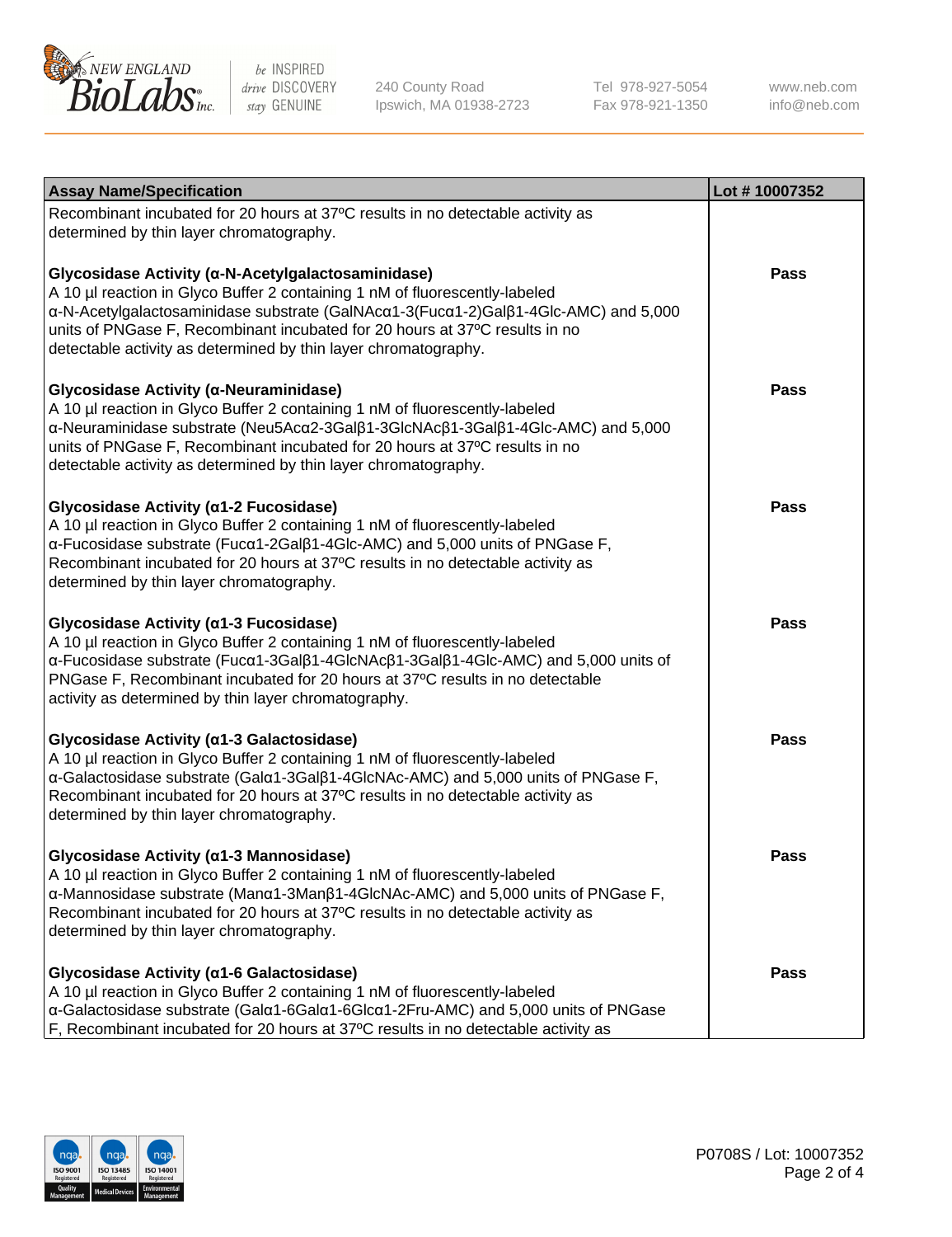| Assay Name/Specification | Lot # 10007352 |
| --- | --- |
| Recombinant incubated for 20 hours at 37ºC results in no detectable activity as determined by thin layer chromatography. | |
| **Glycosidase Activity (α-N-Acetylgalactosaminidase)**<br>A 10 µl reaction in Glyco Buffer 2 containing 1 nM of fluorescently-labeled α-N-Acetylgalactosaminidase substrate (GalNAcα1-3(Fucα1-2)Galβ1-4Glc-AMC) and 5,000 units of PNGase F, Recombinant incubated for 20 hours at 37ºC results in no detectable activity as determined by thin layer chromatography. | Pass |
| **Glycosidase Activity (α-Neuraminidase)**<br>A 10 µl reaction in Glyco Buffer 2 containing 1 nM of fluorescently-labeled α-Neuraminidase substrate (Neu5Acα2-3Galβ1-3GlcNAcβ1-3Galβ1-4Glc-AMC) and 5,000 units of PNGase F, Recombinant incubated for 20 hours at 37ºC results in no detectable activity as determined by thin layer chromatography. | Pass |
| **Glycosidase Activity (α1-2 Fucosidase)**<br>A 10 µl reaction in Glyco Buffer 2 containing 1 nM of fluorescently-labeled α-Fucosidase substrate (Fucα1-2Galβ1-4Glc-AMC) and 5,000 units of PNGase F, Recombinant incubated for 20 hours at 37ºC results in no detectable activity as determined by thin layer chromatography. | Pass |
| **Glycosidase Activity (α1-3 Fucosidase)**<br>A 10 µl reaction in Glyco Buffer 2 containing 1 nM of fluorescently-labeled α-Fucosidase substrate (Fucα1-3Galβ1-4GlcNAcβ1-3Galβ1-4Glc-AMC) and 5,000 units of PNGase F, Recombinant incubated for 20 hours at 37ºC results in no detectable activity as determined by thin layer chromatography. | Pass |
| **Glycosidase Activity (α1-3 Galactosidase)**<br>A 10 µl reaction in Glyco Buffer 2 containing 1 nM of fluorescently-labeled α-Galactosidase substrate (Galα1-3Galβ1-4GlcNAc-AMC) and 5,000 units of PNGase F, Recombinant incubated for 20 hours at 37ºC results in no detectable activity as determined by thin layer chromatography. | Pass |
| **Glycosidase Activity (α1-3 Mannosidase)**<br>A 10 µl reaction in Glyco Buffer 2 containing 1 nM of fluorescently-labeled α-Mannosidase substrate (Manα1-3Manβ1-4GlcNAc-AMC) and 5,000 units of PNGase F, Recombinant incubated for 20 hours at 37ºC results in no detectable activity as determined by thin layer chromatography. | Pass |
| **Glycosidase Activity (α1-6 Galactosidase)**<br>A 10 µl reaction in Glyco Buffer 2 containing 1 nM of fluorescently-labeled α-Galactosidase substrate (Galα1-6Galα1-6Glcα1-2Fru-AMC) and 5,000 units of PNGase F, Recombinant incubated for 20 hours at 37ºC results in no detectable activity as | Pass |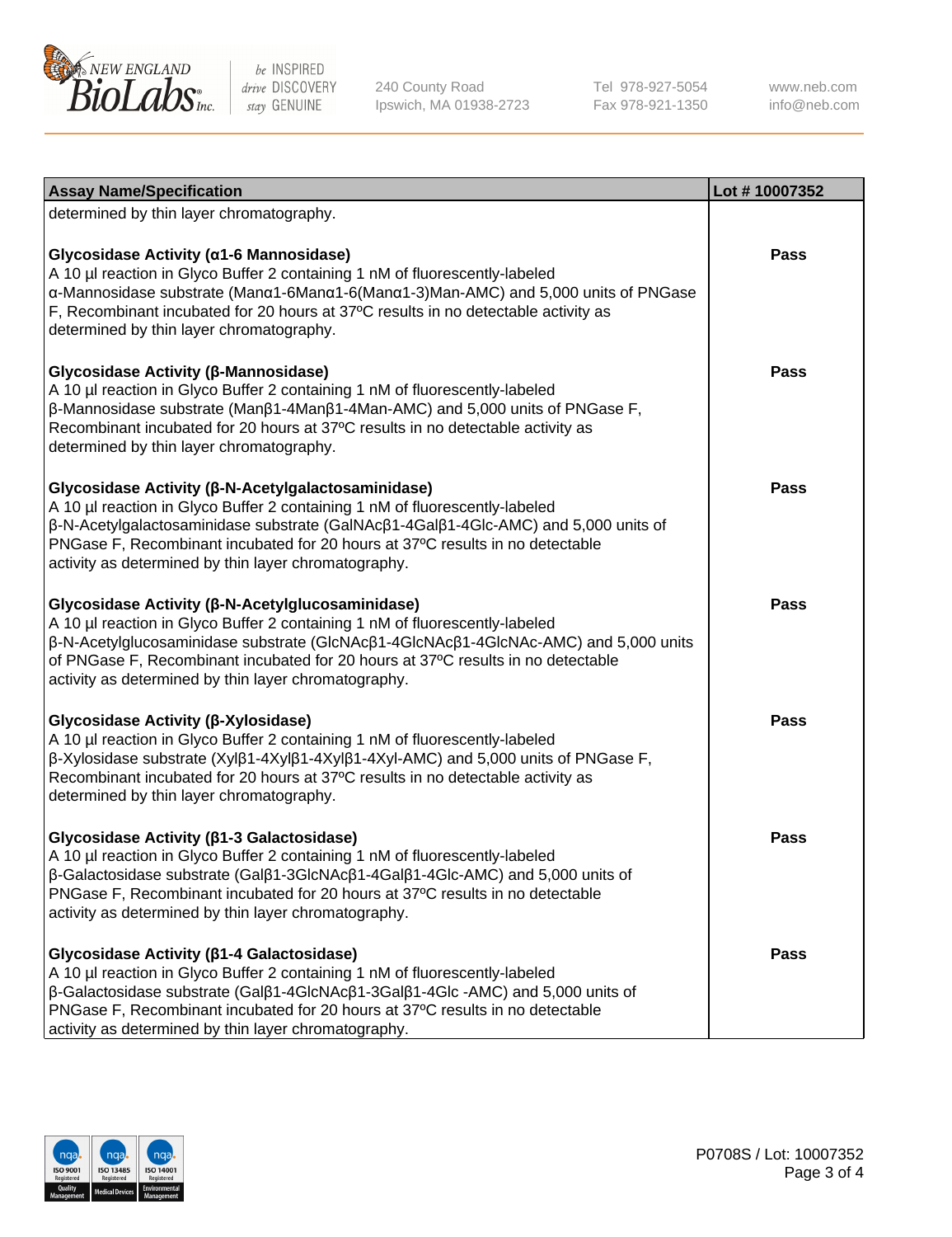| Assay Name/Specification | Lot # 10007352 |
| --- | --- |
| determined by thin layer chromatography. | |
| **Glycosidase Activity (α1-6 Mannosidase)**<br>A 10 µl reaction in Glyco Buffer 2 containing 1 nM of fluorescently-labeled α-Mannosidase substrate (Manα1-6Manα1-6(Manα1-3)Man-AMC) and 5,000 units of PNGase F, Recombinant incubated for 20 hours at 37ºC results in no detectable activity as determined by thin layer chromatography. | Pass |
| **Glycosidase Activity (β-Mannosidase)**<br>A 10 µl reaction in Glyco Buffer 2 containing 1 nM of fluorescently-labeled β-Mannosidase substrate (Manβ1-4Manβ1-4Man-AMC) and 5,000 units of PNGase F, Recombinant incubated for 20 hours at 37ºC results in no detectable activity as determined by thin layer chromatography. | Pass |
| **Glycosidase Activity (β-N-Acetylgalactosaminidase)**<br>A 10 µl reaction in Glyco Buffer 2 containing 1 nM of fluorescently-labeled β-N-Acetylgalactosaminidase substrate (GalNAcβ1-4Galβ1-4Glc-AMC) and 5,000 units of PNGase F, Recombinant incubated for 20 hours at 37ºC results in no detectable activity as determined by thin layer chromatography. | Pass |
| **Glycosidase Activity (β-N-Acetylglucosaminidase)**<br>A 10 µl reaction in Glyco Buffer 2 containing 1 nM of fluorescently-labeled β-N-Acetylglucosaminidase substrate (GlcNAcβ1-4GlcNAcβ1-4GlcNAc-AMC) and 5,000 units of PNGase F, Recombinant incubated for 20 hours at 37ºC results in no detectable activity as determined by thin layer chromatography. | Pass |
| **Glycosidase Activity (β-Xylosidase)**<br>A 10 µl reaction in Glyco Buffer 2 containing 1 nM of fluorescently-labeled β-Xylosidase substrate (Xylβ1-4Xylβ1-4Xylβ1-4Xyl-AMC) and 5,000 units of PNGase F, Recombinant incubated for 20 hours at 37ºC results in no detectable activity as determined by thin layer chromatography. | Pass |
| **Glycosidase Activity (β1-3 Galactosidase)**<br>A 10 µl reaction in Glyco Buffer 2 containing 1 nM of fluorescently-labeled β-Galactosidase substrate (Galβ1-3GlcNAcβ1-4Galβ1-4Glc-AMC) and 5,000 units of PNGase F, Recombinant incubated for 20 hours at 37ºC results in no detectable activity as determined by thin layer chromatography. | Pass |
| **Glycosidase Activity (β1-4 Galactosidase)**<br>A 10 µl reaction in Glyco Buffer 2 containing 1 nM of fluorescently-labeled β-Galactosidase substrate (Galβ1-4GlcNAcβ1-3Galβ1-4Glc -AMC) and 5,000 units of PNGase F, Recombinant incubated for 20 hours at 37ºC results in no detectable activity as determined by thin layer chromatography. | Pass |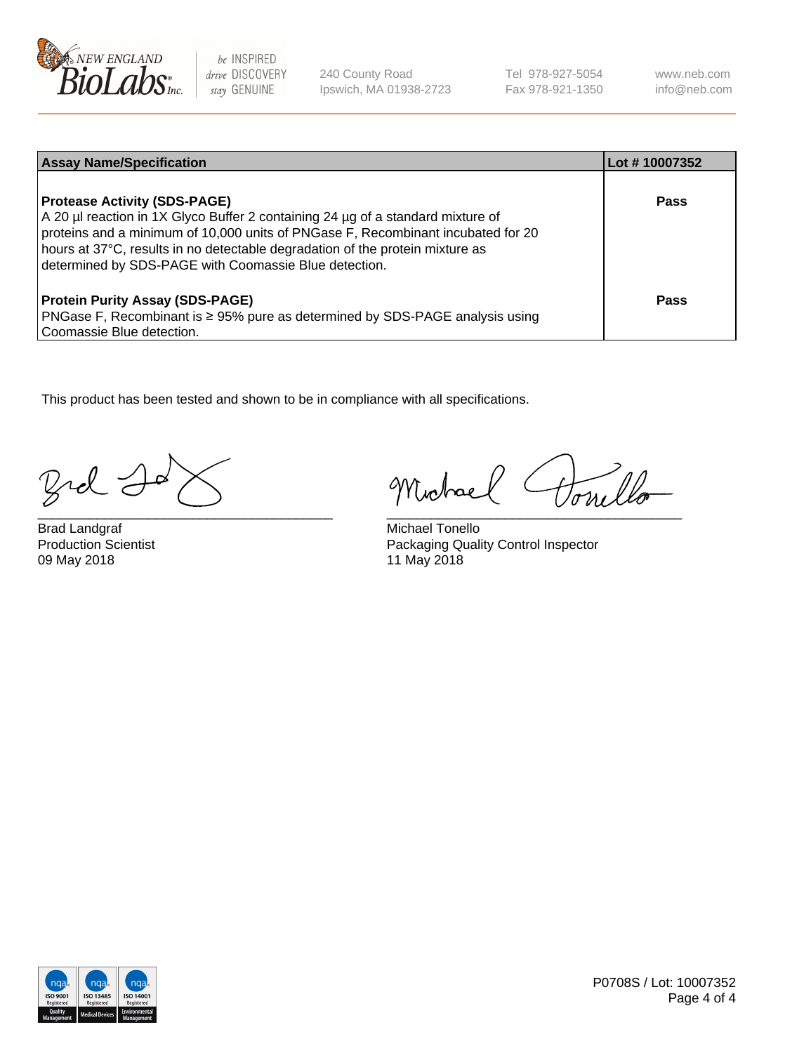NEW ENGLAND BioLabs Inc. — be INSPIRED drive DISCOVERY stay GENUINE

240 County Road
Ipswich, MA 01938-2723

Tel 978-927-5054
Fax 978-921-1350

www.neb.com
info@neb.com

| Assay Name/Specification | Lot # 10007352 |
| --- | --- |
| **Protease Activity (SDS-PAGE)**<br>A 20 µl reaction in 1X Glyco Buffer 2 containing 24 µg of a standard mixture of proteins and a minimum of 10,000 units of PNGase F, Recombinant incubated for 20 hours at 37°C, results in no detectable degradation of the protein mixture as determined by SDS-PAGE with Coomassie Blue detection. | **Pass** |
| **Protein Purity Assay (SDS-PAGE)**<br>PNGase F, Recombinant is ≥ 95% pure as determined by SDS-PAGE analysis using Coomassie Blue detection. | **Pass** |

This product has been tested and shown to be in compliance with all specifications.

Brad Landgraf
Production Scientist
09 May 2018

Michael Tonello
Packaging Quality Control Inspector
11 May 2018

P0708S / Lot: 10007352